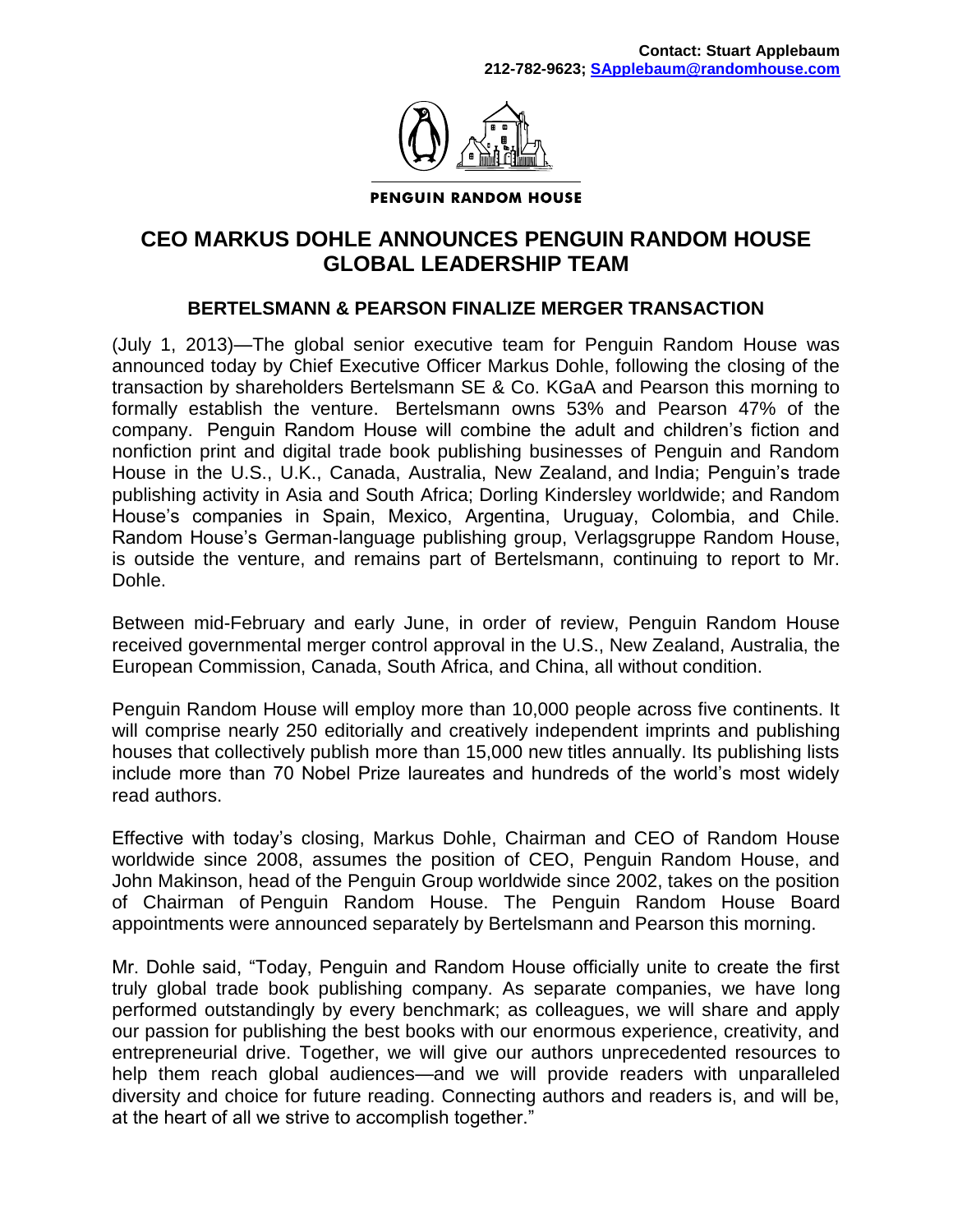**Contact: Stuart Applebaum**
**212-782-9623; SApplebaum@randomhouse.com**

**PENGUIN RANDOM HOUSE**

# CEO MARKUS DOHLE ANNOUNCES PENGUIN RANDOM HOUSE GLOBAL LEADERSHIP TEAM

## BERTELSMANN & PEARSON FINALIZE MERGER TRANSACTION

(July 1, 2013)—The global senior executive team for Penguin Random House was announced today by Chief Executive Officer Markus Dohle, following the closing of the transaction by shareholders Bertelsmann SE & Co. KGaA and Pearson this morning to formally establish the venture. Bertelsmann owns 53% and Pearson 47% of the company. Penguin Random House will combine the adult and children's fiction and nonfiction print and digital trade book publishing businesses of Penguin and Random House in the U.S., U.K., Canada, Australia, New Zealand, and India; Penguin's trade publishing activity in Asia and South Africa; Dorling Kindersley worldwide; and Random House's companies in Spain, Mexico, Argentina, Uruguay, Colombia, and Chile. Random House's German-language publishing group, Verlagsgruppe Random House, is outside the venture, and remains part of Bertelsmann, continuing to report to Mr. Dohle.

Between mid-February and early June, in order of review, Penguin Random House received governmental merger control approval in the U.S., New Zealand, Australia, the European Commission, Canada, South Africa, and China, all without condition.

Penguin Random House will employ more than 10,000 people across five continents. It will comprise nearly 250 editorially and creatively independent imprints and publishing houses that collectively publish more than 15,000 new titles annually. Its publishing lists include more than 70 Nobel Prize laureates and hundreds of the world's most widely read authors.

Effective with today's closing, Markus Dohle, Chairman and CEO of Random House worldwide since 2008, assumes the position of CEO, Penguin Random House, and John Makinson, head of the Penguin Group worldwide since 2002, takes on the position of Chairman of Penguin Random House. The Penguin Random House Board appointments were announced separately by Bertelsmann and Pearson this morning.

Mr. Dohle said, "Today, Penguin and Random House officially unite to create the first truly global trade book publishing company. As separate companies, we have long performed outstandingly by every benchmark; as colleagues, we will share and apply our passion for publishing the best books with our enormous experience, creativity, and entrepreneurial drive. Together, we will give our authors unprecedented resources to help them reach global audiences—and we will provide readers with unparalleled diversity and choice for future reading. Connecting authors and readers is, and will be, at the heart of all we strive to accomplish together."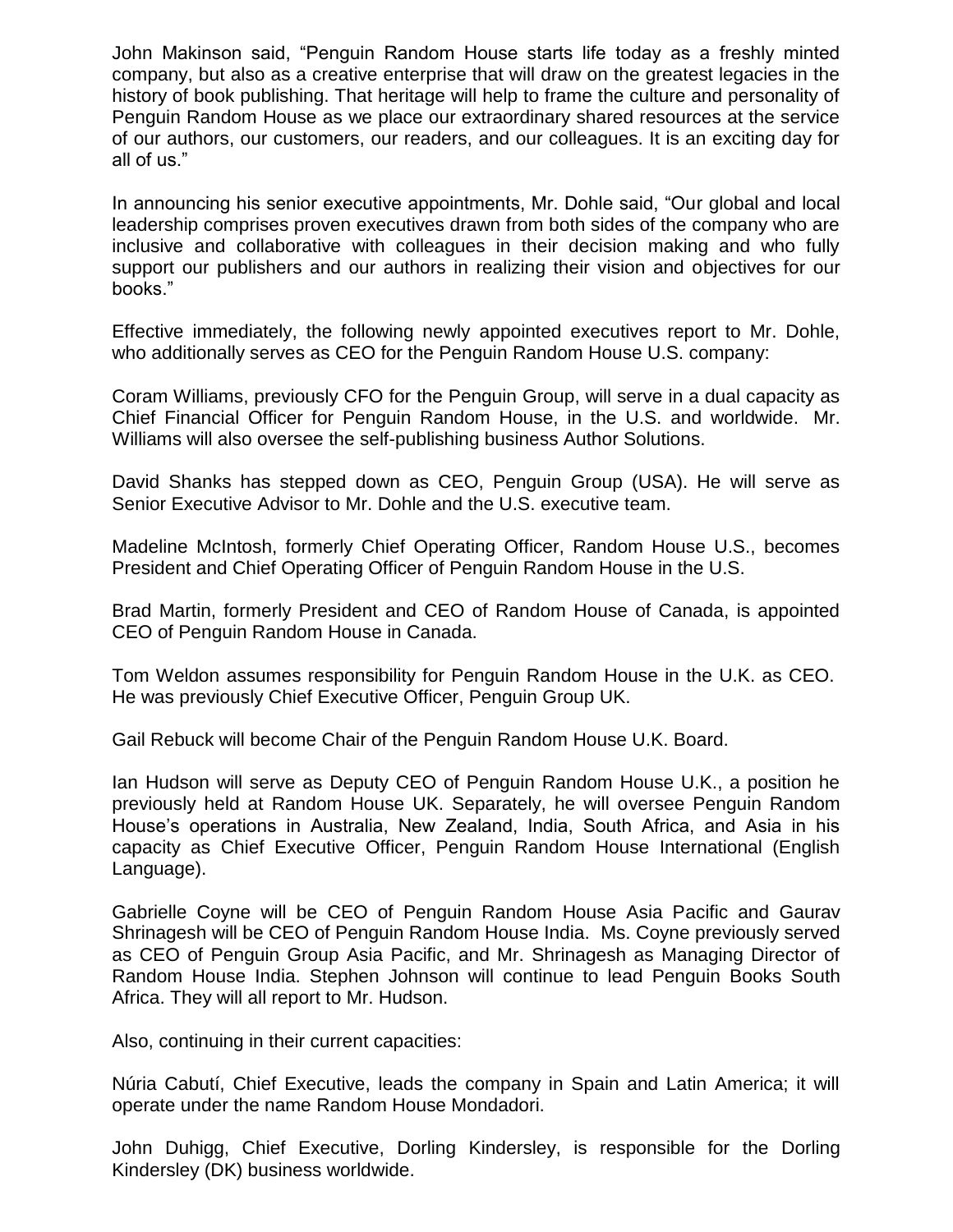John Makinson said, "Penguin Random House starts life today as a freshly minted company, but also as a creative enterprise that will draw on the greatest legacies in the history of book publishing. That heritage will help to frame the culture and personality of Penguin Random House as we place our extraordinary shared resources at the service of our authors, our customers, our readers, and our colleagues. It is an exciting day for all of us."

In announcing his senior executive appointments, Mr. Dohle said, "Our global and local leadership comprises proven executives drawn from both sides of the company who are inclusive and collaborative with colleagues in their decision making and who fully support our publishers and our authors in realizing their vision and objectives for our books."

Effective immediately, the following newly appointed executives report to Mr. Dohle, who additionally serves as CEO for the Penguin Random House U.S. company:

Coram Williams, previously CFO for the Penguin Group, will serve in a dual capacity as Chief Financial Officer for Penguin Random House, in the U.S. and worldwide. Mr. Williams will also oversee the self-publishing business Author Solutions.

David Shanks has stepped down as CEO, Penguin Group (USA). He will serve as Senior Executive Advisor to Mr. Dohle and the U.S. executive team.

Madeline McIntosh, formerly Chief Operating Officer, Random House U.S., becomes President and Chief Operating Officer of Penguin Random House in the U.S.

Brad Martin, formerly President and CEO of Random House of Canada, is appointed CEO of Penguin Random House in Canada.

Tom Weldon assumes responsibility for Penguin Random House in the U.K. as CEO. He was previously Chief Executive Officer, Penguin Group UK.

Gail Rebuck will become Chair of the Penguin Random House U.K. Board.

Ian Hudson will serve as Deputy CEO of Penguin Random House U.K., a position he previously held at Random House UK. Separately, he will oversee Penguin Random House's operations in Australia, New Zealand, India, South Africa, and Asia in his capacity as Chief Executive Officer, Penguin Random House International (English Language).

Gabrielle Coyne will be CEO of Penguin Random House Asia Pacific and Gaurav Shrinagesh will be CEO of Penguin Random House India. Ms. Coyne previously served as CEO of Penguin Group Asia Pacific, and Mr. Shrinagesh as Managing Director of Random House India. Stephen Johnson will continue to lead Penguin Books South Africa. They will all report to Mr. Hudson.

Also, continuing in their current capacities:

Núria Cabutí, Chief Executive, leads the company in Spain and Latin America; it will operate under the name Random House Mondadori.

John Duhigg, Chief Executive, Dorling Kindersley, is responsible for the Dorling Kindersley (DK) business worldwide.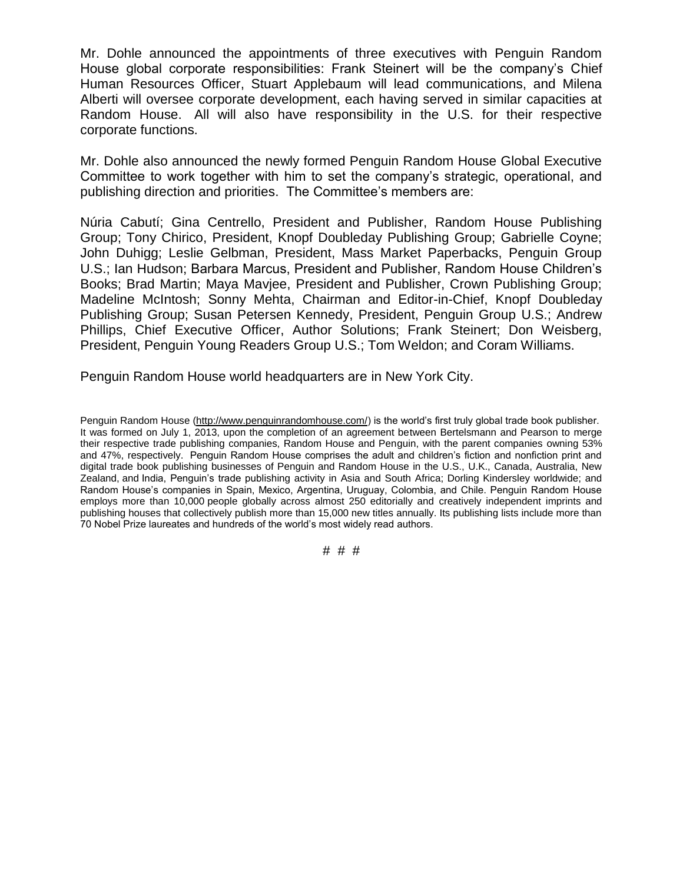Mr. Dohle announced the appointments of three executives with Penguin Random House global corporate responsibilities: Frank Steinert will be the company's Chief Human Resources Officer, Stuart Applebaum will lead communications, and Milena Alberti will oversee corporate development, each having served in similar capacities at Random House. All will also have responsibility in the U.S. for their respective corporate functions.

Mr. Dohle also announced the newly formed Penguin Random House Global Executive Committee to work together with him to set the company's strategic, operational, and publishing direction and priorities. The Committee's members are:

Núria Cabutí; Gina Centrello, President and Publisher, Random House Publishing Group; Tony Chirico, President, Knopf Doubleday Publishing Group; Gabrielle Coyne; John Duhigg; Leslie Gelbman, President, Mass Market Paperbacks, Penguin Group U.S.; Ian Hudson; Barbara Marcus, President and Publisher, Random House Children's Books; Brad Martin; Maya Mavjee, President and Publisher, Crown Publishing Group; Madeline McIntosh; Sonny Mehta, Chairman and Editor-in-Chief, Knopf Doubleday Publishing Group; Susan Petersen Kennedy, President, Penguin Group U.S.; Andrew Phillips, Chief Executive Officer, Author Solutions; Frank Steinert; Don Weisberg, President, Penguin Young Readers Group U.S.; Tom Weldon; and Coram Williams.

Penguin Random House world headquarters are in New York City.

Penguin Random House (http://www.penguinrandomhouse.com/) is the world's first truly global trade book publisher. It was formed on July 1, 2013, upon the completion of an agreement between Bertelsmann and Pearson to merge their respective trade publishing companies, Random House and Penguin, with the parent companies owning 53% and 47%, respectively. Penguin Random House comprises the adult and children's fiction and nonfiction print and digital trade book publishing businesses of Penguin and Random House in the U.S., U.K., Canada, Australia, New Zealand, and India, Penguin's trade publishing activity in Asia and South Africa; Dorling Kindersley worldwide; and Random House's companies in Spain, Mexico, Argentina, Uruguay, Colombia, and Chile. Penguin Random House employs more than 10,000 people globally across almost 250 editorially and creatively independent imprints and publishing houses that collectively publish more than 15,000 new titles annually. Its publishing lists include more than 70 Nobel Prize laureates and hundreds of the world's most widely read authors.

# # #